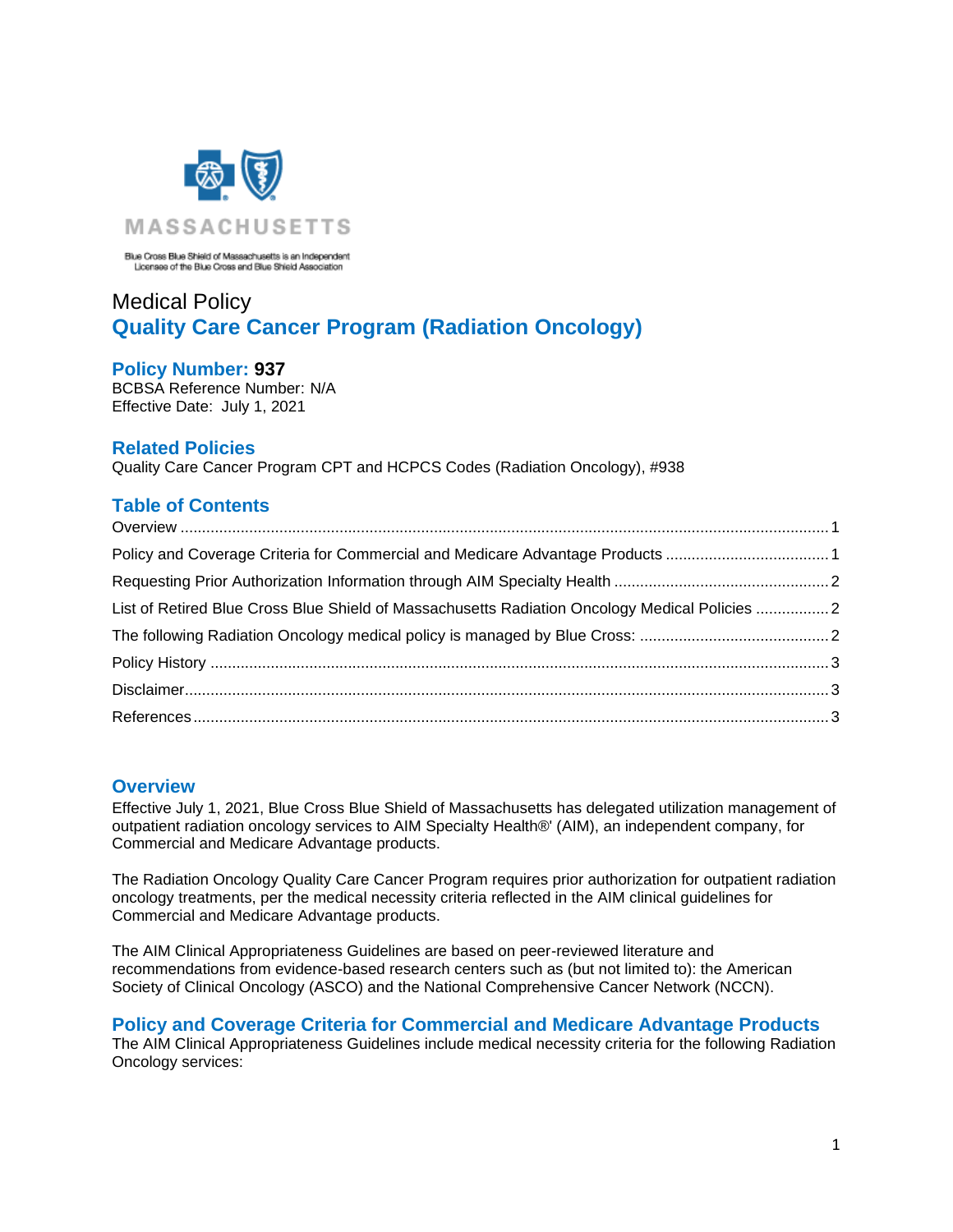MASSACHUSETTS

Blue Cross Blue Shield of Massachusetts is an Independent Licensee of the Blue Cross and Blue Shield Association

# Medical Policy
## Quality Care Cancer Program (Radiation Oncology)

**Policy Number: 937**
BCBSA Reference Number: N/A
Effective Date: July 1, 2021

## Related Policies

Quality Care Cancer Program CPT and HCPCS Codes (Radiation Oncology), #938

## Table of Contents

Overview ..... 1
Policy and Coverage Criteria for Commercial and Medicare Advantage Products ..... 1
Requesting Prior Authorization Information through AIM Specialty Health ..... 2
List of Retired Blue Cross Blue Shield of Massachusetts Radiation Oncology Medical Policies ..... 2
The following Radiation Oncology medical policy is managed by Blue Cross: ..... 2
Policy History ..... 3
Disclaimer ..... 3
References ..... 3

## Overview

Effective July 1, 2021, Blue Cross Blue Shield of Massachusetts has delegated utilization management of outpatient radiation oncology services to AIM Specialty Health®' (AIM), an independent company, for Commercial and Medicare Advantage products.

The Radiation Oncology Quality Care Cancer Program requires prior authorization for outpatient radiation oncology treatments, per the medical necessity criteria reflected in the AIM clinical guidelines for Commercial and Medicare Advantage products.

The AIM Clinical Appropriateness Guidelines are based on peer-reviewed literature and recommendations from evidence-based research centers such as (but not limited to): the American Society of Clinical Oncology (ASCO) and the National Comprehensive Cancer Network (NCCN).

## Policy and Coverage Criteria for Commercial and Medicare Advantage Products

The AIM Clinical Appropriateness Guidelines include medical necessity criteria for the following Radiation Oncology services: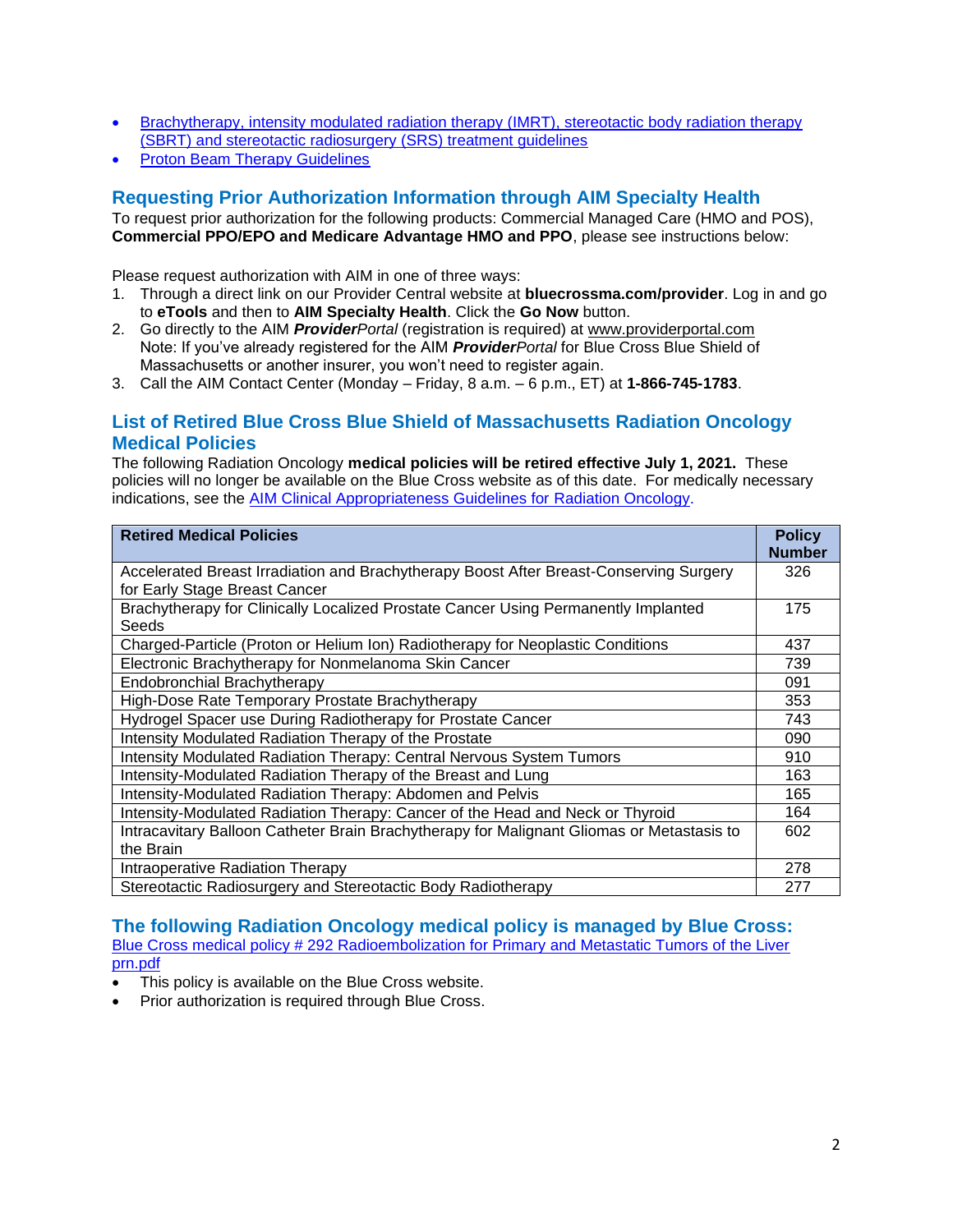- [Brachytherapy, intensity modulated radiation therapy (IMRT), stereotactic body radiation therapy (SBRT) and stereotactic radiosurgery (SRS) treatment guidelines]()
- [Proton Beam Therapy Guidelines]()

## Requesting Prior Authorization Information through AIM Specialty Health

To request prior authorization for the following products: Commercial Managed Care (HMO and POS), **Commercial PPO/EPO and Medicare Advantage HMO and PPO**, please see instructions below:

Please request authorization with AIM in one of three ways:

1. Through a direct link on our Provider Central website at **bluecrossma.com/provider**. Log in and go to **eTools** and then to **AIM Specialty Health**. Click the **Go Now** button.
2. Go directly to the AIM ***Provider****Portal* (registration is required) at www.providerportal.com
   Note: If you've already registered for the AIM ***Provider****Portal* for Blue Cross Blue Shield of Massachusetts or another insurer, you won't need to register again.
3. Call the AIM Contact Center (Monday – Friday, 8 a.m. – 6 p.m., ET) at **1-866-745-1783**.

## List of Retired Blue Cross Blue Shield of Massachusetts Radiation Oncology Medical Policies

The following Radiation Oncology **medical policies will be retired effective July 1, 2021.** These policies will no longer be available on the Blue Cross website as of this date. For medically necessary indications, see the [AIM Clinical Appropriateness Guidelines for Radiation Oncology]().

| Retired Medical Policies | Policy Number |
|---|---|
| Accelerated Breast Irradiation and Brachytherapy Boost After Breast-Conserving Surgery for Early Stage Breast Cancer | 326 |
| Brachytherapy for Clinically Localized Prostate Cancer Using Permanently Implanted Seeds | 175 |
| Charged-Particle (Proton or Helium Ion) Radiotherapy for Neoplastic Conditions | 437 |
| Electronic Brachytherapy for Nonmelanoma Skin Cancer | 739 |
| Endobronchial Brachytherapy | 091 |
| High-Dose Rate Temporary Prostate Brachytherapy | 353 |
| Hydrogel Spacer use During Radiotherapy for Prostate Cancer | 743 |
| Intensity Modulated Radiation Therapy of the Prostate | 090 |
| Intensity Modulated Radiation Therapy: Central Nervous System Tumors | 910 |
| Intensity-Modulated Radiation Therapy of the Breast and Lung | 163 |
| Intensity-Modulated Radiation Therapy: Abdomen and Pelvis | 165 |
| Intensity-Modulated Radiation Therapy: Cancer of the Head and Neck or Thyroid | 164 |
| Intracavitary Balloon Catheter Brain Brachytherapy for Malignant Gliomas or Metastasis to the Brain | 602 |
| Intraoperative Radiation Therapy | 278 |
| Stereotactic Radiosurgery and Stereotactic Body Radiotherapy | 277 |

## The following Radiation Oncology medical policy is managed by Blue Cross:

[Blue Cross medical policy # 292 Radioembolization for Primary and Metastatic Tumors of the Liver prn.pdf]()

- This policy is available on the Blue Cross website.
- Prior authorization is required through Blue Cross.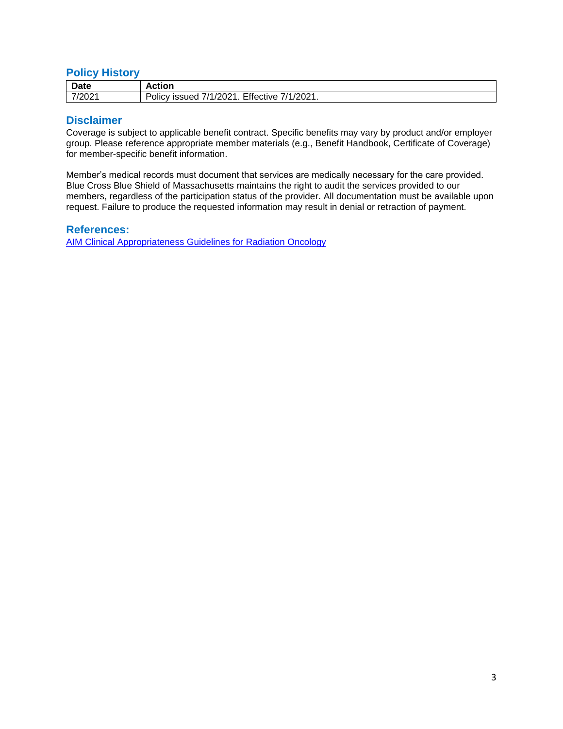## Policy History

| Date | Action |
|---|---|
| 7/2021 | Policy issued 7/1/2021. Effective 7/1/2021. |

## Disclaimer

Coverage is subject to applicable benefit contract. Specific benefits may vary by product and/or employer group. Please reference appropriate member materials (e.g., Benefit Handbook, Certificate of Coverage) for member-specific benefit information.

Member's medical records must document that services are medically necessary for the care provided. Blue Cross Blue Shield of Massachusetts maintains the right to audit the services provided to our members, regardless of the participation status of the provider. All documentation must be available upon request. Failure to produce the requested information may result in denial or retraction of payment.

## References:

AIM Clinical Appropriateness Guidelines for Radiation Oncology